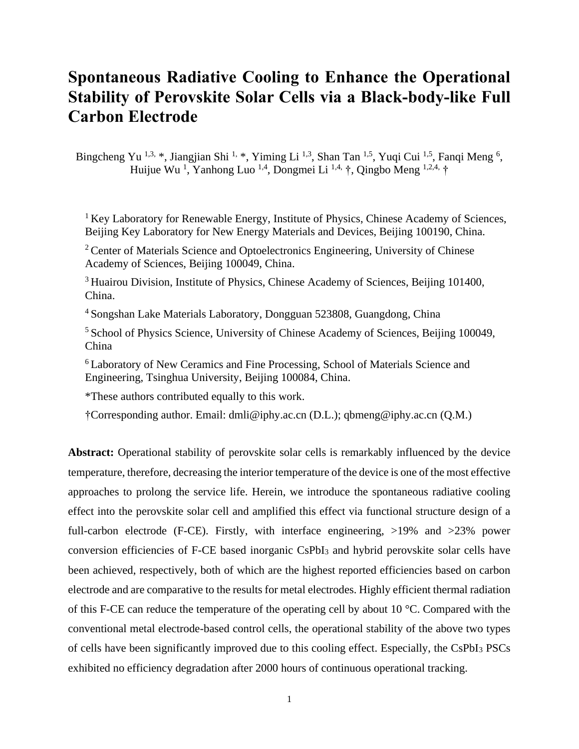# Spontaneous Radiative Cooling to Enhance the Operational Stability of Perovskite Solar Cells via a Black-body-like Full Carbon Electrode

Bingcheng Yu [1,3,*], Jiangjian Shi [1,*], Yiming Li [1,3], Shan Tan [1,5], Yuqi Cui [1,5], Fanqi Meng [6], Huijue Wu [1], Yanhong Luo [1,4], Dongmei Li [1,4,†], Qingbo Meng [1,2,4,†]

[1] Key Laboratory for Renewable Energy, Institute of Physics, Chinese Academy of Sciences, Beijing Key Laboratory for New Energy Materials and Devices, Beijing 100190, China.

[2] Center of Materials Science and Optoelectronics Engineering, University of Chinese Academy of Sciences, Beijing 100049, China.

[3] Huairou Division, Institute of Physics, Chinese Academy of Sciences, Beijing 101400, China.

[4] Songshan Lake Materials Laboratory, Dongguan 523808, Guangdong, China

[5] School of Physics Science, University of Chinese Academy of Sciences, Beijing 100049, China

[6] Laboratory of New Ceramics and Fine Processing, School of Materials Science and Engineering, Tsinghua University, Beijing 100084, China.

*These authors contributed equally to this work.

†Corresponding author. Email: dmli@iphy.ac.cn (D.L.); qbmeng@iphy.ac.cn (Q.M.)

**Abstract:** Operational stability of perovskite solar cells is remarkably influenced by the device temperature, therefore, decreasing the interior temperature of the device is one of the most effective approaches to prolong the service life. Herein, we introduce the spontaneous radiative cooling effect into the perovskite solar cell and amplified this effect via functional structure design of a full-carbon electrode (F-CE). Firstly, with interface engineering, >19% and >23% power conversion efficiencies of F-CE based inorganic $CsPbI_3$ and hybrid perovskite solar cells have been achieved, respectively, both of which are the highest reported efficiencies based on carbon electrode and are comparative to the results for metal electrodes. Highly efficient thermal radiation of this F-CE can reduce the temperature of the operating cell by about 10 °C. Compared with the conventional metal electrode-based control cells, the operational stability of the above two types of cells have been significantly improved due to this cooling effect. Especially, the $CsPbI_3$ PSCs exhibited no efficiency degradation after 2000 hours of continuous operational tracking.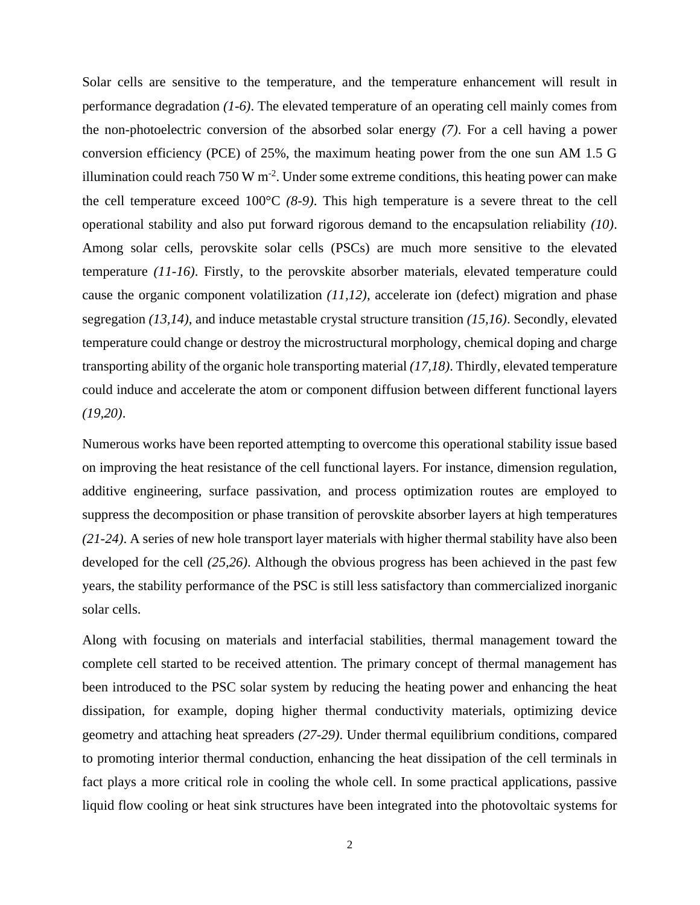Solar cells are sensitive to the temperature, and the temperature enhancement will result in performance degradation *(1-6)*. The elevated temperature of an operating cell mainly comes from the non-photoelectric conversion of the absorbed solar energy *(7)*. For a cell having a power conversion efficiency (PCE) of 25%, the maximum heating power from the one sun AM 1.5 G illumination could reach 750 W $m^{-2}$. Under some extreme conditions, this heating power can make the cell temperature exceed 100°C *(8-9)*. This high temperature is a severe threat to the cell operational stability and also put forward rigorous demand to the encapsulation reliability *(10)*. Among solar cells, perovskite solar cells (PSCs) are much more sensitive to the elevated temperature *(11-16)*. Firstly, to the perovskite absorber materials, elevated temperature could cause the organic component volatilization *(11,12)*, accelerate ion (defect) migration and phase segregation *(13,14)*, and induce metastable crystal structure transition *(15,16)*. Secondly, elevated temperature could change or destroy the microstructural morphology, chemical doping and charge transporting ability of the organic hole transporting material *(17,18)*. Thirdly, elevated temperature could induce and accelerate the atom or component diffusion between different functional layers *(19,20)*.

Numerous works have been reported attempting to overcome this operational stability issue based on improving the heat resistance of the cell functional layers. For instance, dimension regulation, additive engineering, surface passivation, and process optimization routes are employed to suppress the decomposition or phase transition of perovskite absorber layers at high temperatures *(21-24)*. A series of new hole transport layer materials with higher thermal stability have also been developed for the cell *(25,26)*. Although the obvious progress has been achieved in the past few years, the stability performance of the PSC is still less satisfactory than commercialized inorganic solar cells.

Along with focusing on materials and interfacial stabilities, thermal management toward the complete cell started to be received attention. The primary concept of thermal management has been introduced to the PSC solar system by reducing the heating power and enhancing the heat dissipation, for example, doping higher thermal conductivity materials, optimizing device geometry and attaching heat spreaders *(27-29)*. Under thermal equilibrium conditions, compared to promoting interior thermal conduction, enhancing the heat dissipation of the cell terminals in fact plays a more critical role in cooling the whole cell. In some practical applications, passive liquid flow cooling or heat sink structures have been integrated into the photovoltaic systems for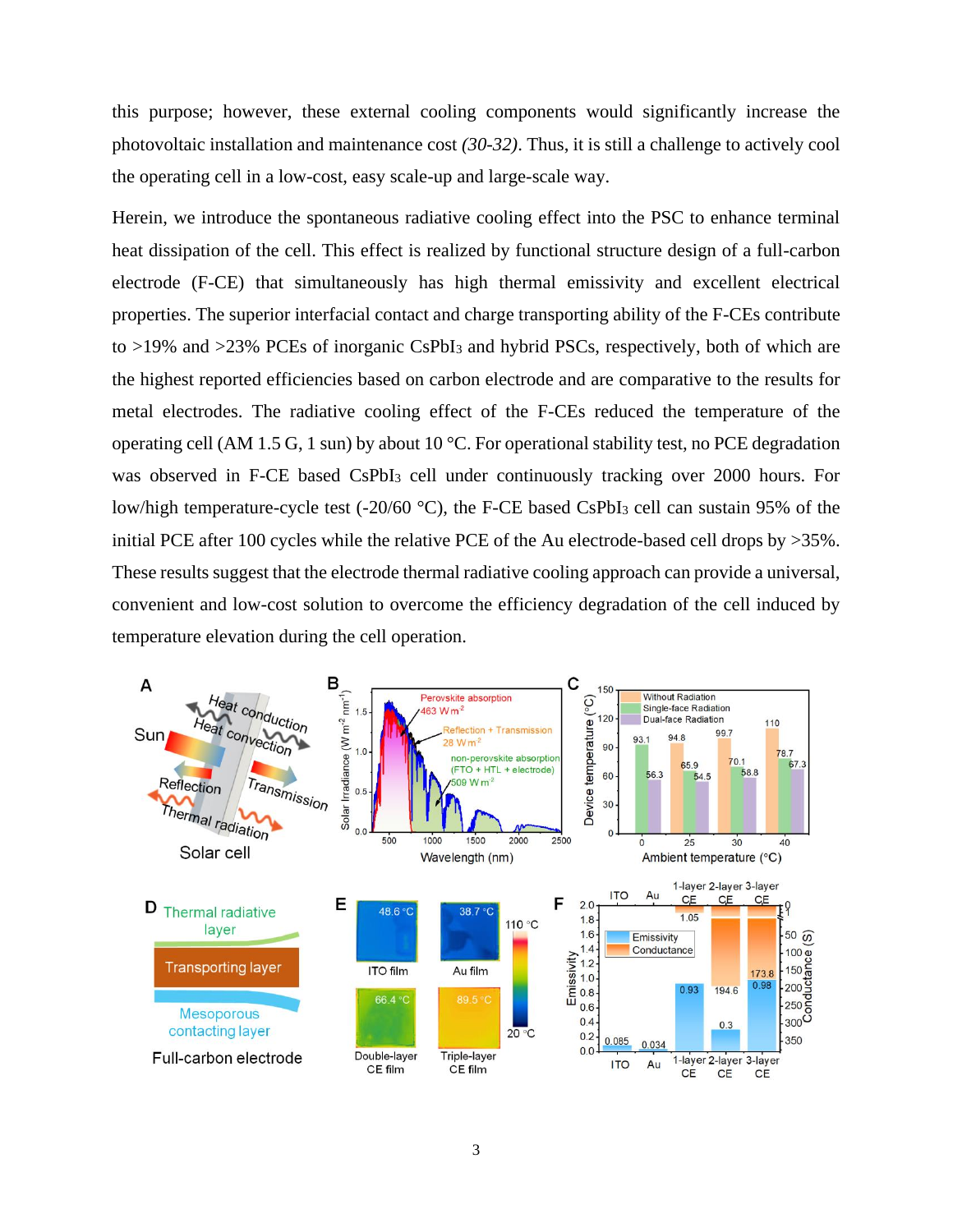this purpose; however, these external cooling components would significantly increase the photovoltaic installation and maintenance cost *(30-32)*. Thus, it is still a challenge to actively cool the operating cell in a low-cost, easy scale-up and large-scale way.

Herein, we introduce the spontaneous radiative cooling effect into the PSC to enhance terminal heat dissipation of the cell. This effect is realized by functional structure design of a full-carbon electrode (F-CE) that simultaneously has high thermal emissivity and excellent electrical properties. The superior interfacial contact and charge transporting ability of the F-CEs contribute to >19% and >23% PCEs of inorganic $CsPbI_3$ and hybrid PSCs, respectively, both of which are the highest reported efficiencies based on carbon electrode and are comparative to the results for metal electrodes. The radiative cooling effect of the F-CEs reduced the temperature of the operating cell (AM 1.5 G, 1 sun) by about 10 °C. For operational stability test, no PCE degradation was observed in F-CE based $CsPbI_3$ cell under continuously tracking over 2000 hours. For low/high temperature-cycle test (-20/60 °C), the F-CE based $CsPbI_3$ cell can sustain 95% of the initial PCE after 100 cycles while the relative PCE of the Au electrode-based cell drops by >35%. These results suggest that the electrode thermal radiative cooling approach can provide a universal, convenient and low-cost solution to overcome the efficiency degradation of the cell induced by temperature elevation during the cell operation.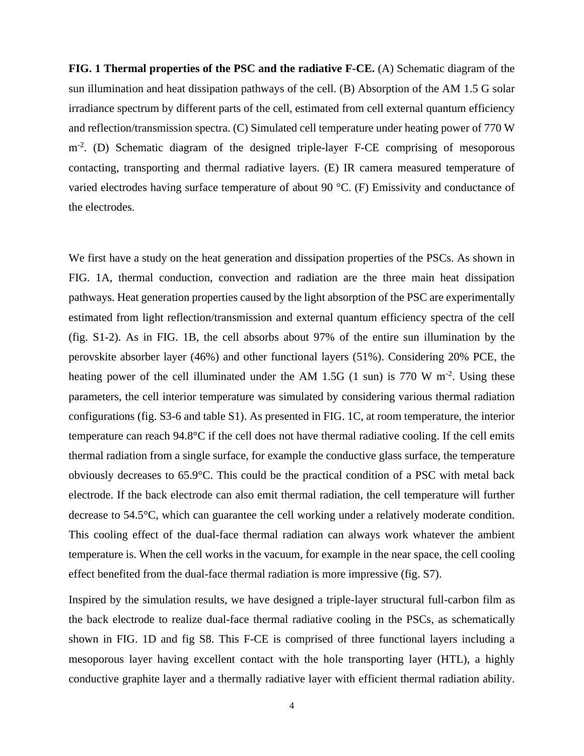**FIG. 1 Thermal properties of the PSC and the radiative F-CE.** (A) Schematic diagram of the sun illumination and heat dissipation pathways of the cell. (B) Absorption of the AM 1.5 G solar irradiance spectrum by different parts of the cell, estimated from cell external quantum efficiency and reflection/transmission spectra. (C) Simulated cell temperature under heating power of 770 W $m^{-2}$. (D) Schematic diagram of the designed triple-layer F-CE comprising of mesoporous contacting, transporting and thermal radiative layers. (E) IR camera measured temperature of varied electrodes having surface temperature of about 90 °C. (F) Emissivity and conductance of the electrodes.

We first have a study on the heat generation and dissipation properties of the PSCs. As shown in FIG. 1A, thermal conduction, convection and radiation are the three main heat dissipation pathways. Heat generation properties caused by the light absorption of the PSC are experimentally estimated from light reflection/transmission and external quantum efficiency spectra of the cell (fig. S1-2). As in FIG. 1B, the cell absorbs about 97% of the entire sun illumination by the perovskite absorber layer (46%) and other functional layers (51%). Considering 20% PCE, the heating power of the cell illuminated under the AM 1.5G (1 sun) is 770 W $m^{-2}$. Using these parameters, the cell interior temperature was simulated by considering various thermal radiation configurations (fig. S3-6 and table S1). As presented in FIG. 1C, at room temperature, the interior temperature can reach 94.8°C if the cell does not have thermal radiative cooling. If the cell emits thermal radiation from a single surface, for example the conductive glass surface, the temperature obviously decreases to 65.9°C. This could be the practical condition of a PSC with metal back electrode. If the back electrode can also emit thermal radiation, the cell temperature will further decrease to 54.5°C, which can guarantee the cell working under a relatively moderate condition. This cooling effect of the dual-face thermal radiation can always work whatever the ambient temperature is. When the cell works in the vacuum, for example in the near space, the cell cooling effect benefited from the dual-face thermal radiation is more impressive (fig. S7).

Inspired by the simulation results, we have designed a triple-layer structural full-carbon film as the back electrode to realize dual-face thermal radiative cooling in the PSCs, as schematically shown in FIG. 1D and fig S8. This F-CE is comprised of three functional layers including a mesoporous layer having excellent contact with the hole transporting layer (HTL), a highly conductive graphite layer and a thermally radiative layer with efficient thermal radiation ability.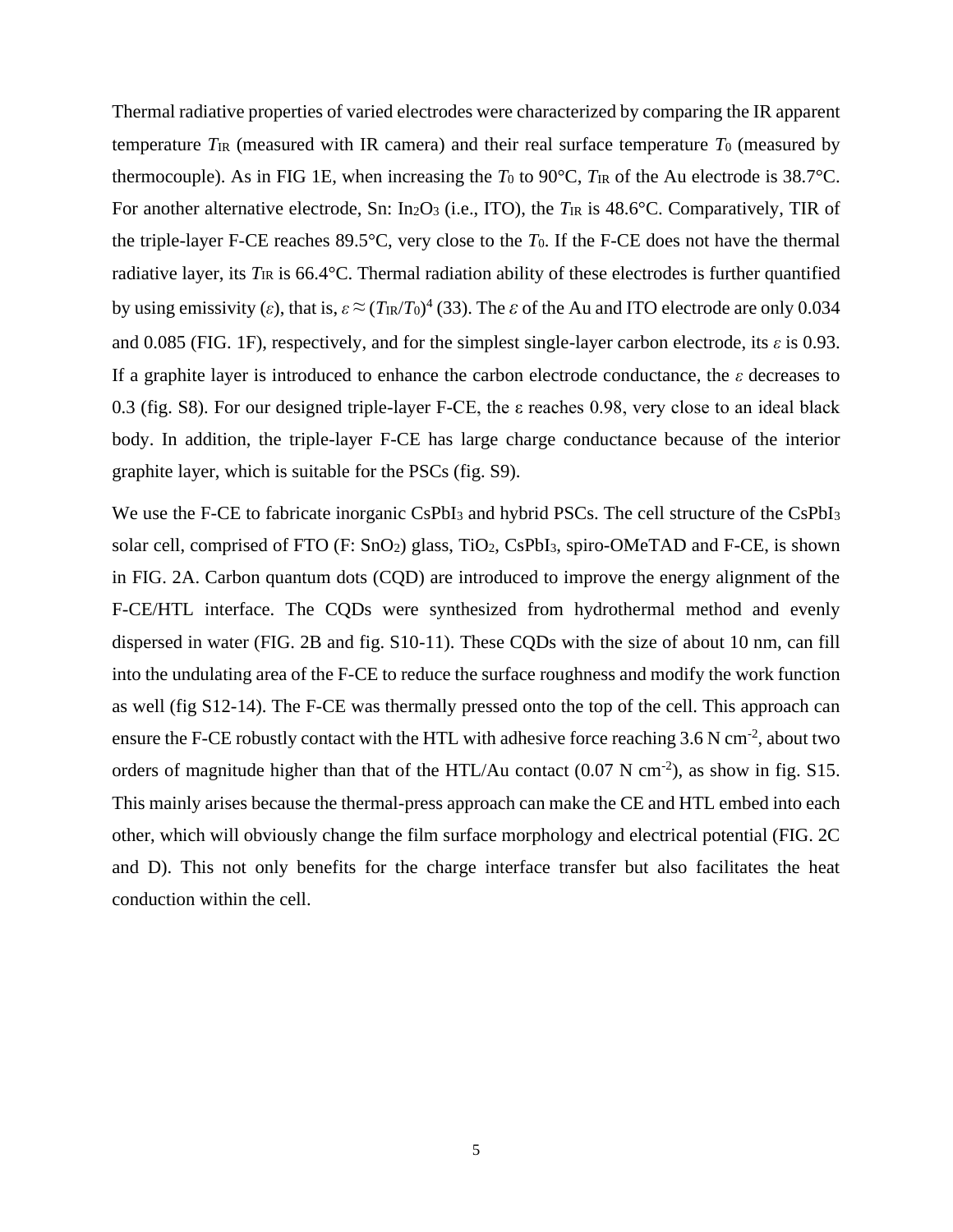Thermal radiative properties of varied electrodes were characterized by comparing the IR apparent temperature $T_{IR}$ (measured with IR camera) and their real surface temperature $T_0$ (measured by thermocouple). As in FIG 1E, when increasing the $T_0$ to 90°C, $T_{IR}$ of the Au electrode is 38.7°C. For another alternative electrode, Sn: $In_2O_3$ (i.e., ITO), the $T_{IR}$ is 48.6°C. Comparatively, TIR of the triple-layer F-CE reaches 89.5°C, very close to the $T_0$. If the F-CE does not have the thermal radiative layer, its $T_{IR}$ is 66.4°C. Thermal radiation ability of these electrodes is further quantified by using emissivity ($\varepsilon$), that is, $\varepsilon \approx (T_{IR}/T_0)^4$ (33). The $\varepsilon$ of the Au and ITO electrode are only 0.034 and 0.085 (FIG. 1F), respectively, and for the simplest single-layer carbon electrode, its $\varepsilon$ is 0.93. If a graphite layer is introduced to enhance the carbon electrode conductance, the $\varepsilon$ decreases to 0.3 (fig. S8). For our designed triple-layer F-CE, the ε reaches 0.98, very close to an ideal black body. In addition, the triple-layer F-CE has large charge conductance because of the interior graphite layer, which is suitable for the PSCs (fig. S9).

We use the F-CE to fabricate inorganic $CsPbI_3$ and hybrid PSCs. The cell structure of the $CsPbI_3$ solar cell, comprised of FTO (F: $SnO_2$) glass, $TiO_2$, $CsPbI_3$, spiro-OMeTAD and F-CE, is shown in FIG. 2A. Carbon quantum dots (CQD) are introduced to improve the energy alignment of the F-CE/HTL interface. The CQDs were synthesized from hydrothermal method and evenly dispersed in water (FIG. 2B and fig. S10-11). These CQDs with the size of about 10 nm, can fill into the undulating area of the F-CE to reduce the surface roughness and modify the work function as well (fig S12-14). The F-CE was thermally pressed onto the top of the cell. This approach can ensure the F-CE robustly contact with the HTL with adhesive force reaching 3.6 N $cm^{-2}$, about two orders of magnitude higher than that of the HTL/Au contact (0.07 N $cm^{-2}$), as show in fig. S15. This mainly arises because the thermal-press approach can make the CE and HTL embed into each other, which will obviously change the film surface morphology and electrical potential (FIG. 2C and D). This not only benefits for the charge interface transfer but also facilitates the heat conduction within the cell.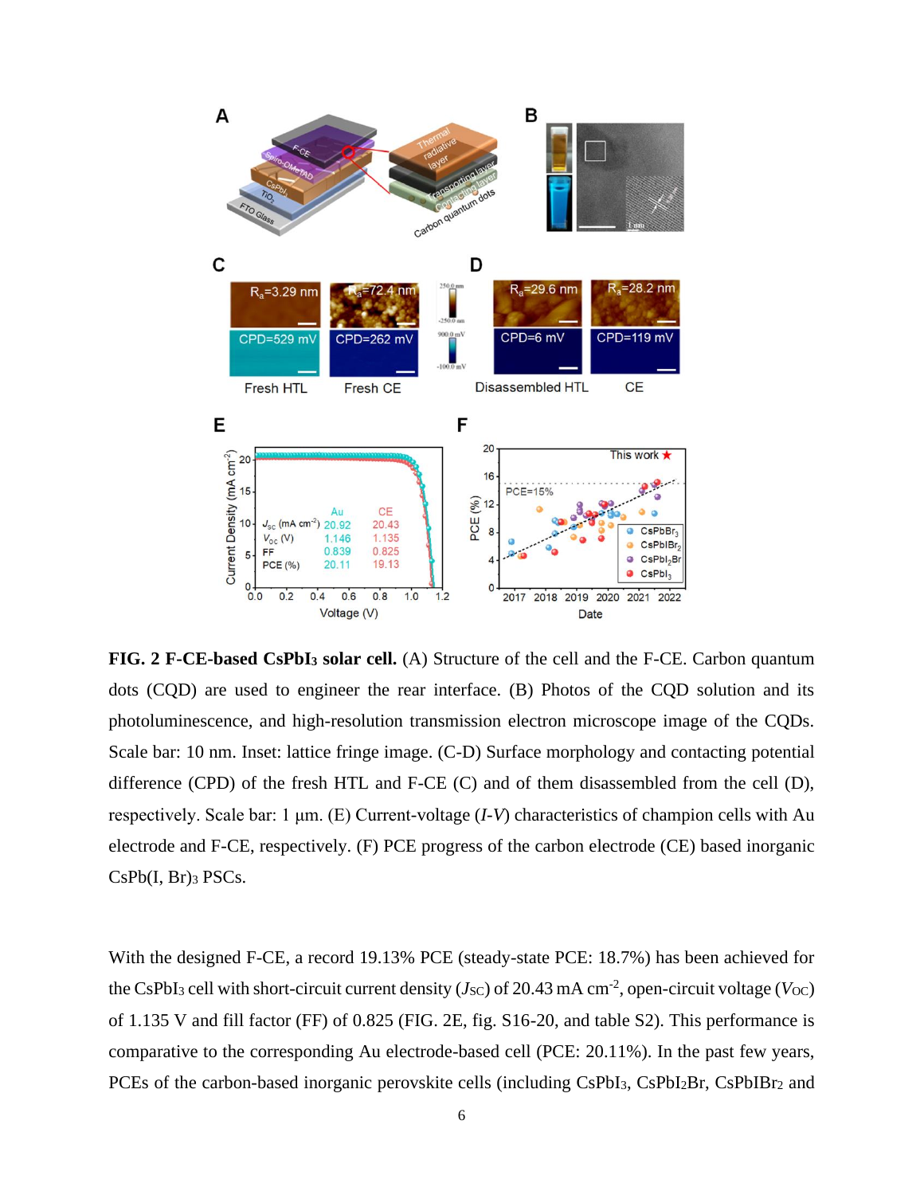**FIG. 2 F-CE-based $CsPbI_3$ solar cell.** (A) Structure of the cell and the F-CE. Carbon quantum dots (CQD) are used to engineer the rear interface. (B) Photos of the CQD solution and its photoluminescence, and high-resolution transmission electron microscope image of the CQDs. Scale bar: 10 nm. Inset: lattice fringe image. (C-D) Surface morphology and contacting potential difference (CPD) of the fresh HTL and F-CE (C) and of them disassembled from the cell (D), respectively. Scale bar: 1 μm. (E) Current-voltage (*I-V*) characteristics of champion cells with Au electrode and F-CE, respectively. (F) PCE progress of the carbon electrode (CE) based inorganic $CsPb(I, Br)_3$ PSCs.

With the designed F-CE, a record 19.13% PCE (steady-state PCE: 18.7%) has been achieved for the $CsPbI_3$ cell with short-circuit current density ($J_{SC}$) of 20.43 mA cm$^{-2}$, open-circuit voltage ($V_{OC}$) of 1.135 V and fill factor (FF) of 0.825 (FIG. 2E, fig. S16-20, and table S2). This performance is comparative to the corresponding Au electrode-based cell (PCE: 20.11%). In the past few years, PCEs of the carbon-based inorganic perovskite cells (including $CsPbI_3$, $CsPbI_2Br$, $CsPbIBr_2$ and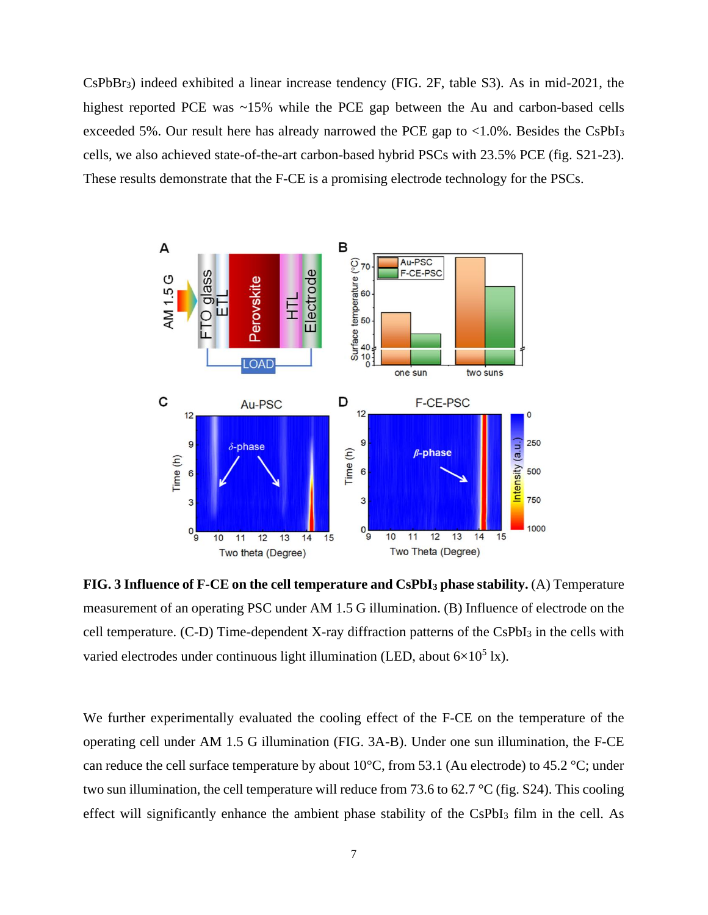$CsPbBr_3$) indeed exhibited a linear increase tendency (FIG. 2F, table S3). As in mid-2021, the highest reported PCE was ~15% while the PCE gap between the Au and carbon-based cells exceeded 5%. Our result here has already narrowed the PCE gap to <1.0%. Besides the $CsPbI_3$ cells, we also achieved state-of-the-art carbon-based hybrid PSCs with 23.5% PCE (fig. S21-23). These results demonstrate that the F-CE is a promising electrode technology for the PSCs.

**FIG. 3 Influence of F-CE on the cell temperature and $CsPbI_3$ phase stability.** (A) Temperature measurement of an operating PSC under AM 1.5 G illumination. (B) Influence of electrode on the cell temperature. (C-D) Time-dependent X-ray diffraction patterns of the $CsPbI_3$ in the cells with varied electrodes under continuous light illumination (LED, about $6\times10^5$ lx).

We further experimentally evaluated the cooling effect of the F-CE on the temperature of the operating cell under AM 1.5 G illumination (FIG. 3A-B). Under one sun illumination, the F-CE can reduce the cell surface temperature by about 10°C, from 53.1 (Au electrode) to 45.2 °C; under two sun illumination, the cell temperature will reduce from 73.6 to 62.7 °C (fig. S24). This cooling effect will significantly enhance the ambient phase stability of the $CsPbI_3$ film in the cell. As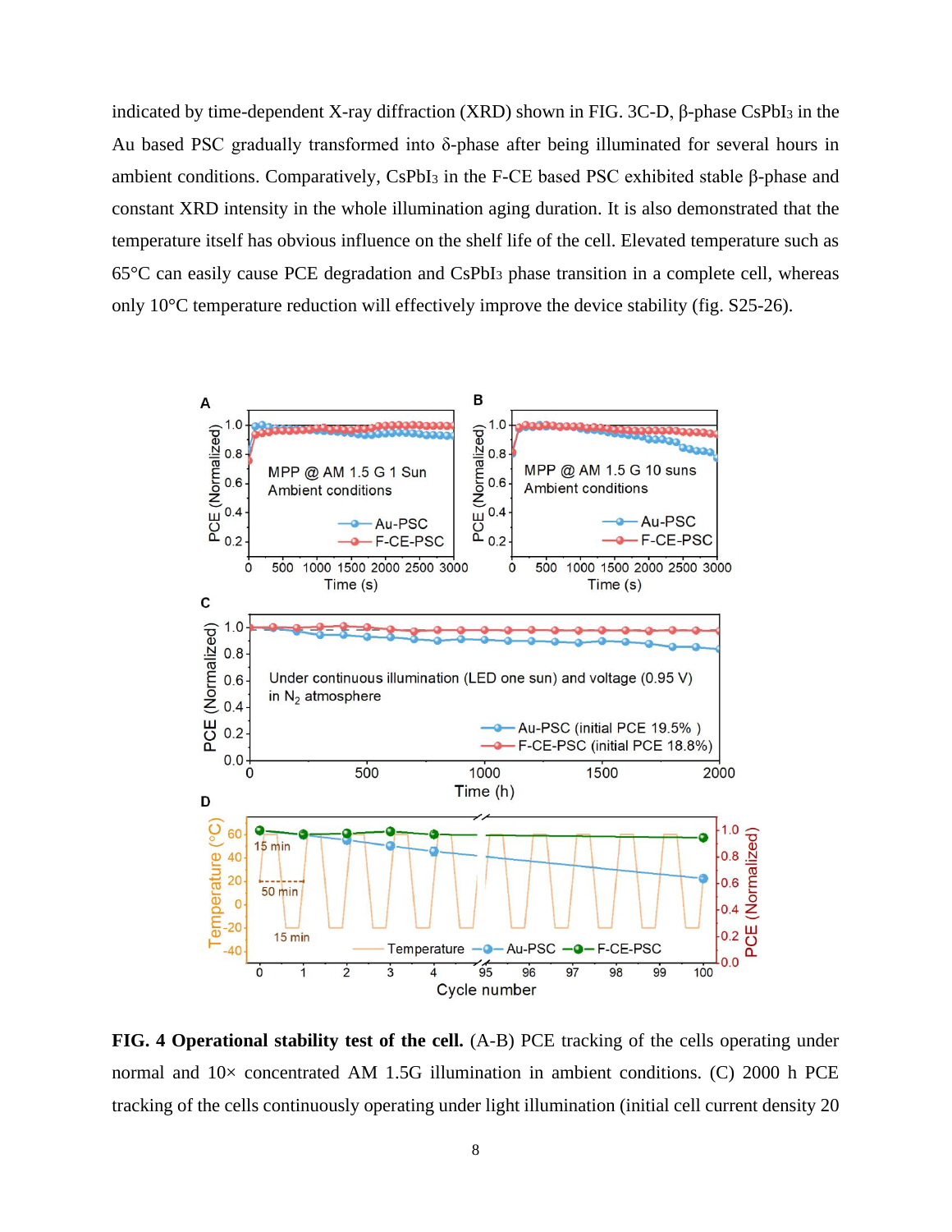indicated by time-dependent X-ray diffraction (XRD) shown in FIG. 3C-D, β-phase $CsPbI_3$ in the Au based PSC gradually transformed into δ-phase after being illuminated for several hours in ambient conditions. Comparatively, $CsPbI_3$ in the F-CE based PSC exhibited stable β-phase and constant XRD intensity in the whole illumination aging duration. It is also demonstrated that the temperature itself has obvious influence on the shelf life of the cell. Elevated temperature such as 65°C can easily cause PCE degradation and $CsPbI_3$ phase transition in a complete cell, whereas only 10°C temperature reduction will effectively improve the device stability (fig. S25-26).

**FIG. 4 Operational stability test of the cell.** (A-B) PCE tracking of the cells operating under normal and 10× concentrated AM 1.5G illumination in ambient conditions. (C) 2000 h PCE tracking of the cells continuously operating under light illumination (initial cell current density 20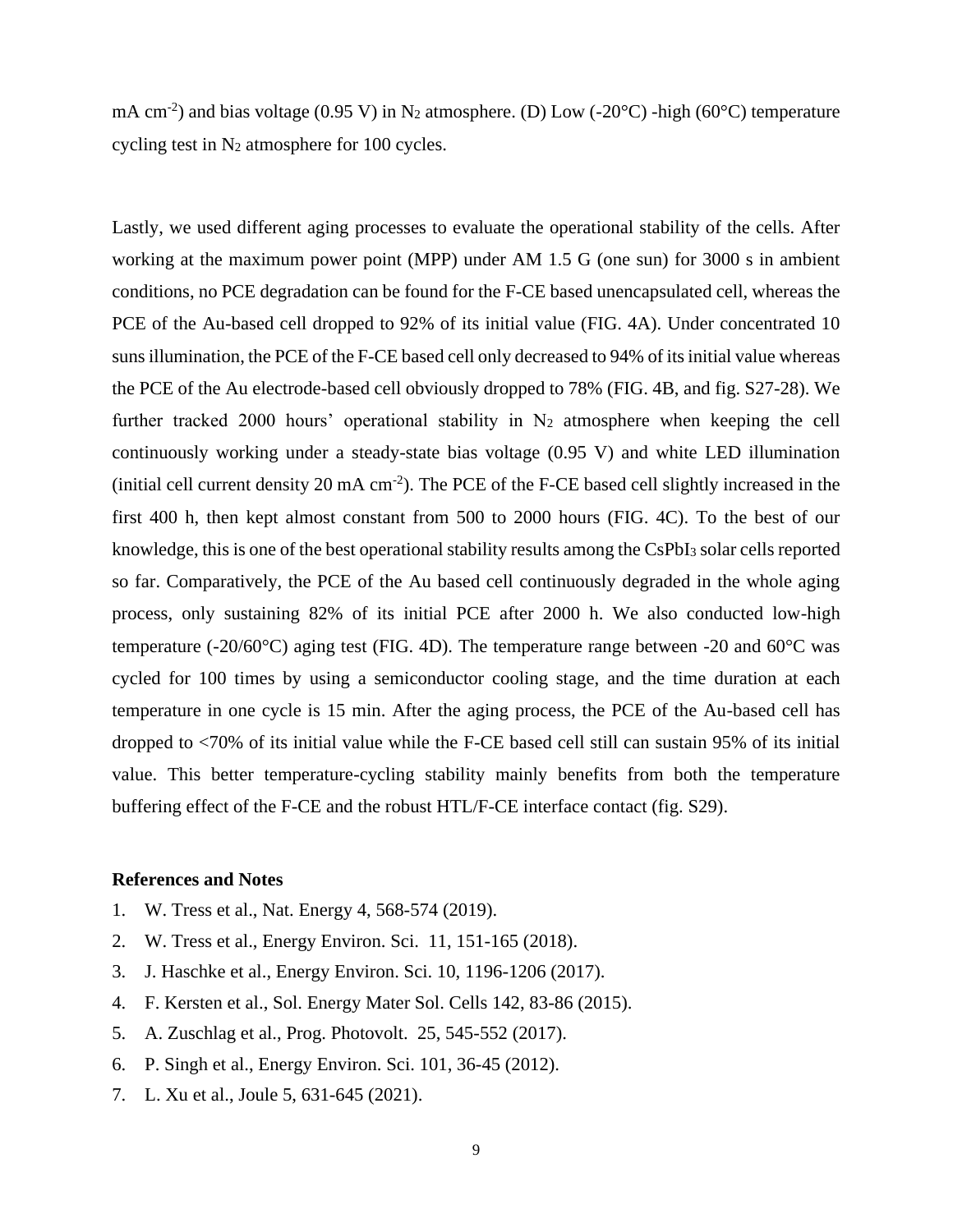mA cm$^{-2}$) and bias voltage (0.95 V) in $N_2$ atmosphere. (D) Low (-20°C) -high (60°C) temperature cycling test in $N_2$ atmosphere for 100 cycles.

Lastly, we used different aging processes to evaluate the operational stability of the cells. After working at the maximum power point (MPP) under AM 1.5 G (one sun) for 3000 s in ambient conditions, no PCE degradation can be found for the F-CE based unencapsulated cell, whereas the PCE of the Au-based cell dropped to 92% of its initial value (FIG. 4A). Under concentrated 10 suns illumination, the PCE of the F-CE based cell only decreased to 94% of its initial value whereas the PCE of the Au electrode-based cell obviously dropped to 78% (FIG. 4B, and fig. S27-28). We further tracked 2000 hours' operational stability in $N_2$ atmosphere when keeping the cell continuously working under a steady-state bias voltage (0.95 V) and white LED illumination (initial cell current density 20 mA cm$^{-2}$). The PCE of the F-CE based cell slightly increased in the first 400 h, then kept almost constant from 500 to 2000 hours (FIG. 4C). To the best of our knowledge, this is one of the best operational stability results among the $CsPbI_3$ solar cells reported so far. Comparatively, the PCE of the Au based cell continuously degraded in the whole aging process, only sustaining 82% of its initial PCE after 2000 h. We also conducted low-high temperature (-20/60°C) aging test (FIG. 4D). The temperature range between -20 and 60°C was cycled for 100 times by using a semiconductor cooling stage, and the time duration at each temperature in one cycle is 15 min. After the aging process, the PCE of the Au-based cell has dropped to <70% of its initial value while the F-CE based cell still can sustain 95% of its initial value. This better temperature-cycling stability mainly benefits from both the temperature buffering effect of the F-CE and the robust HTL/F-CE interface contact (fig. S29).

**References and Notes**

1. W. Tress et al., Nat. Energy 4, 568-574 (2019).
2. W. Tress et al., Energy Environ. Sci. 11, 151-165 (2018).
3. J. Haschke et al., Energy Environ. Sci. 10, 1196-1206 (2017).
4. F. Kersten et al., Sol. Energy Mater Sol. Cells 142, 83-86 (2015).
5. A. Zuschlag et al., Prog. Photovolt. 25, 545-552 (2017).
6. P. Singh et al., Energy Environ. Sci. 101, 36-45 (2012).
7. L. Xu et al., Joule 5, 631-645 (2021).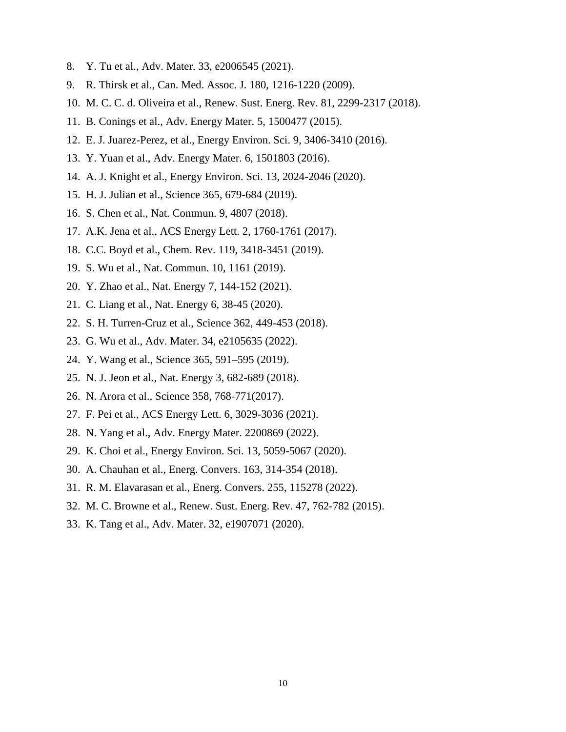8. Y. Tu et al., Adv. Mater. 33, e2006545 (2021).
9. R. Thirsk et al., Can. Med. Assoc. J. 180, 1216-1220 (2009).
10. M. C. C. d. Oliveira et al., Renew. Sust. Energ. Rev. 81, 2299-2317 (2018).
11. B. Conings et al., Adv. Energy Mater. 5, 1500477 (2015).
12. E. J. Juarez-Perez, et al., Energy Environ. Sci. 9, 3406-3410 (2016).
13. Y. Yuan et al., Adv. Energy Mater. 6, 1501803 (2016).
14. A. J. Knight et al., Energy Environ. Sci. 13, 2024-2046 (2020).
15. H. J. Julian et al., Science 365, 679-684 (2019).
16. S. Chen et al., Nat. Commun. 9, 4807 (2018).
17. A.K. Jena et al., ACS Energy Lett. 2, 1760-1761 (2017).
18. C.C. Boyd et al., Chem. Rev. 119, 3418-3451 (2019).
19. S. Wu et al., Nat. Commun. 10, 1161 (2019).
20. Y. Zhao et al., Nat. Energy 7, 144-152 (2021).
21. C. Liang et al., Nat. Energy 6, 38-45 (2020).
22. S. H. Turren-Cruz et al., Science 362, 449-453 (2018).
23. G. Wu et al., Adv. Mater. 34, e2105635 (2022).
24. Y. Wang et al., Science 365, 591–595 (2019).
25. N. J. Jeon et al., Nat. Energy 3, 682-689 (2018).
26. N. Arora et al., Science 358, 768-771(2017).
27. F. Pei et al., ACS Energy Lett. 6, 3029-3036 (2021).
28. N. Yang et al., Adv. Energy Mater. 2200869 (2022).
29. K. Choi et al., Energy Environ. Sci. 13, 5059-5067 (2020).
30. A. Chauhan et al., Energ. Convers. 163, 314-354 (2018).
31. R. M. Elavarasan et al., Energ. Convers. 255, 115278 (2022).
32. M. C. Browne et al., Renew. Sust. Energ. Rev. 47, 762-782 (2015).
33. K. Tang et al., Adv. Mater. 32, e1907071 (2020).